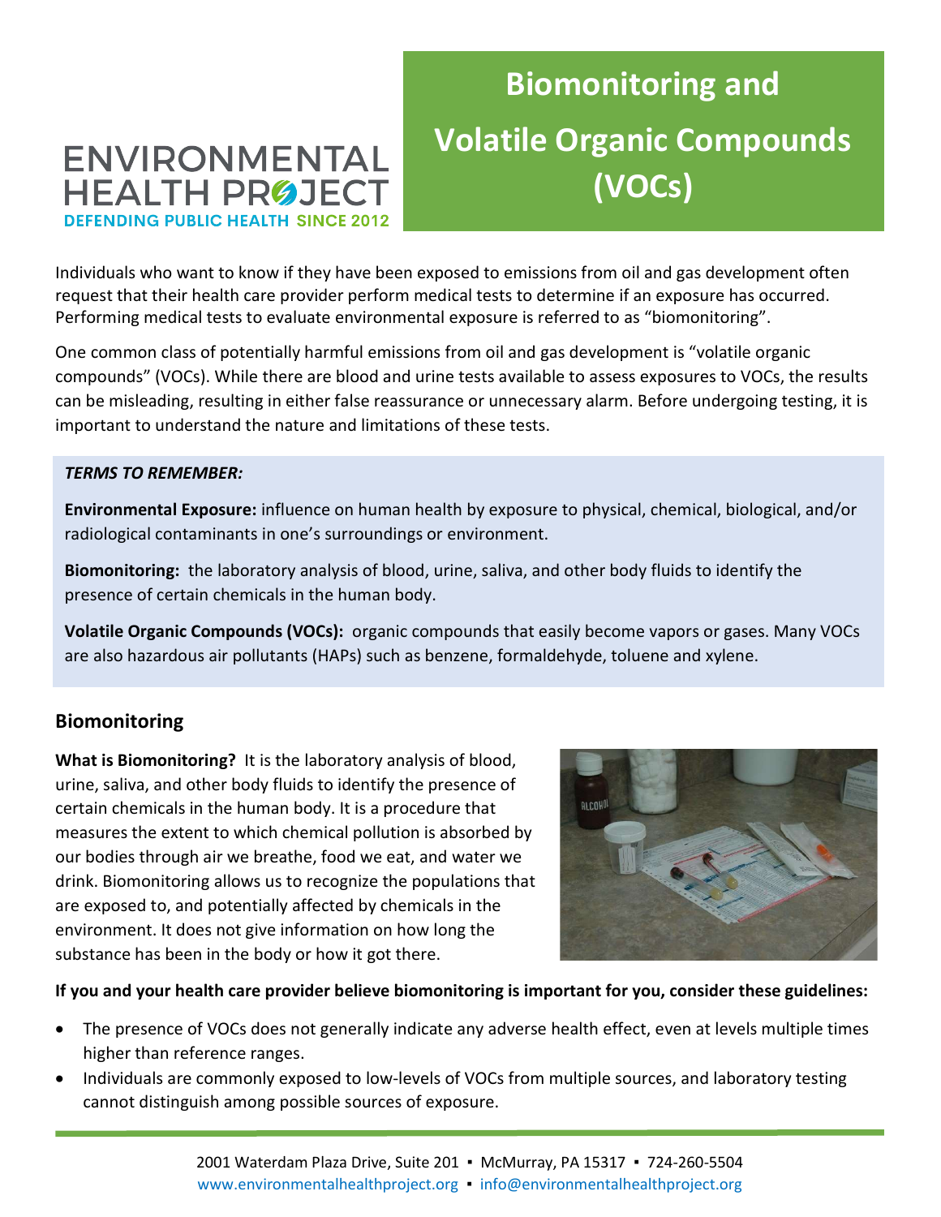ENVIRONMENTAL HEALTH PROJECT
DEFENDING PUBLIC HEALTH SINCE 2012

# Biomonitoring and Volatile Organic Compounds (VOCs)

Individuals who want to know if they have been exposed to emissions from oil and gas development often request that their health care provider perform medical tests to determine if an exposure has occurred. Performing medical tests to evaluate environmental exposure is referred to as "biomonitoring".

One common class of potentially harmful emissions from oil and gas development is "volatile organic compounds" (VOCs). While there are blood and urine tests available to assess exposures to VOCs, the results can be misleading, resulting in either false reassurance or unnecessary alarm. Before undergoing testing, it is important to understand the nature and limitations of these tests.

***TERMS TO REMEMBER:***

**Environmental Exposure:** influence on human health by exposure to physical, chemical, biological, and/or radiological contaminants in one's surroundings or environment.

**Biomonitoring:** the laboratory analysis of blood, urine, saliva, and other body fluids to identify the presence of certain chemicals in the human body.

**Volatile Organic Compounds (VOCs):** organic compounds that easily become vapors or gases. Many VOCs are also hazardous air pollutants (HAPs) such as benzene, formaldehyde, toluene and xylene.

## Biomonitoring

**What is Biomonitoring?** It is the laboratory analysis of blood, urine, saliva, and other body fluids to identify the presence of certain chemicals in the human body. It is a procedure that measures the extent to which chemical pollution is absorbed by our bodies through air we breathe, food we eat, and water we drink. Biomonitoring allows us to recognize the populations that are exposed to, and potentially affected by chemicals in the environment. It does not give information on how long the substance has been in the body or how it got there.

**If you and your health care provider believe biomonitoring is important for you, consider these guidelines:**

- The presence of VOCs does not generally indicate any adverse health effect, even at levels multiple times higher than reference ranges.
- Individuals are commonly exposed to low-levels of VOCs from multiple sources, and laboratory testing cannot distinguish among possible sources of exposure.

2001 Waterdam Plaza Drive, Suite 201 ▪ McMurray, PA 15317 ▪ 724-260-5504
www.environmentalhealthproject.org ▪ info@environmentalhealthproject.org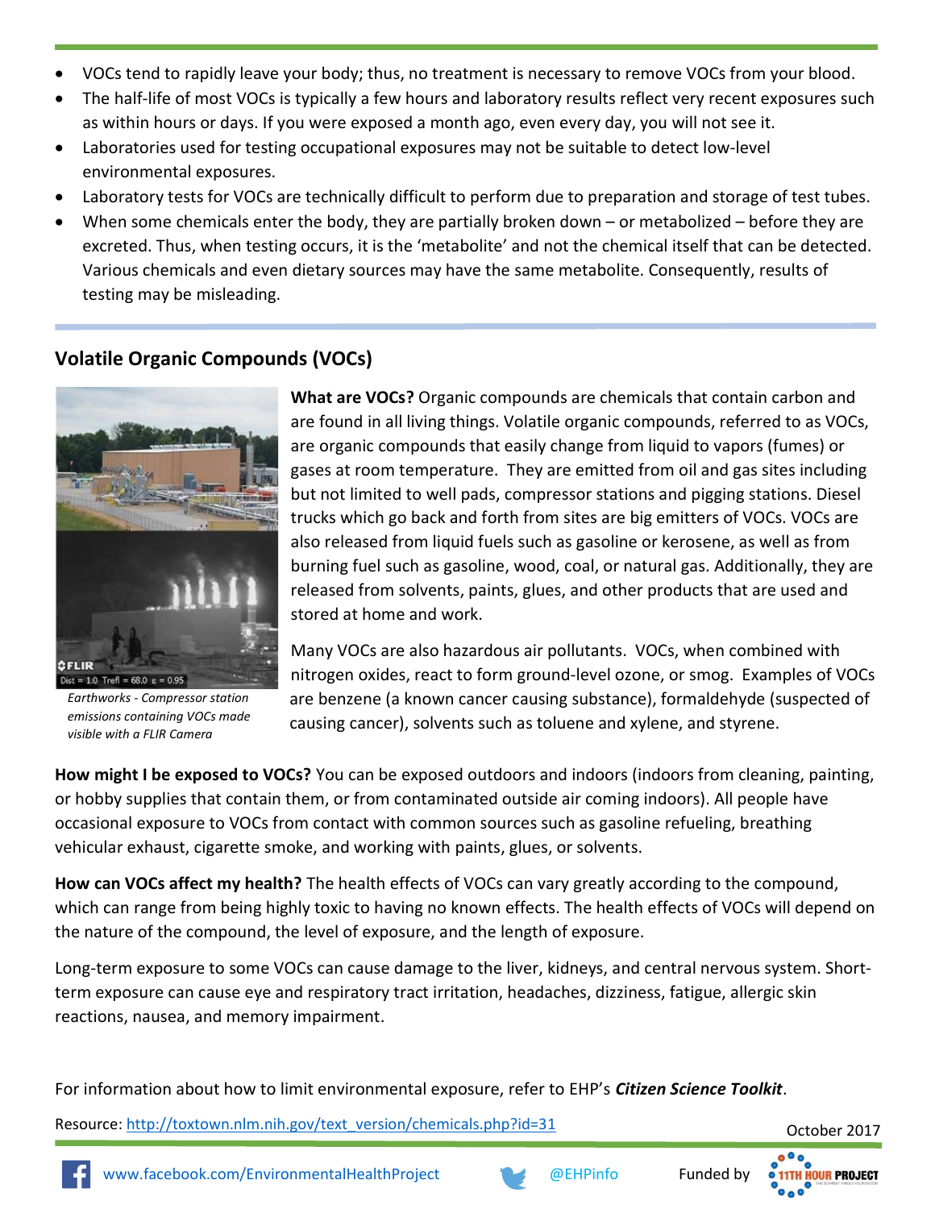- VOCs tend to rapidly leave your body; thus, no treatment is necessary to remove VOCs from your blood.
- The half-life of most VOCs is typically a few hours and laboratory results reflect very recent exposures such as within hours or days. If you were exposed a month ago, even every day, you will not see it.
- Laboratories used for testing occupational exposures may not be suitable to detect low-level environmental exposures.
- Laboratory tests for VOCs are technically difficult to perform due to preparation and storage of test tubes.
- When some chemicals enter the body, they are partially broken down – or metabolized – before they are excreted. Thus, when testing occurs, it is the 'metabolite' and not the chemical itself that can be detected. Various chemicals and even dietary sources may have the same metabolite. Consequently, results of testing may be misleading.

## Volatile Organic Compounds (VOCs)

*Earthworks - Compressor station emissions containing VOCs made visible with a FLIR Camera*

**What are VOCs?** Organic compounds are chemicals that contain carbon and are found in all living things. Volatile organic compounds, referred to as VOCs, are organic compounds that easily change from liquid to vapors (fumes) or gases at room temperature. They are emitted from oil and gas sites including but not limited to well pads, compressor stations and pigging stations. Diesel trucks which go back and forth from sites are big emitters of VOCs. VOCs are also released from liquid fuels such as gasoline or kerosene, as well as from burning fuel such as gasoline, wood, coal, or natural gas. Additionally, they are released from solvents, paints, glues, and other products that are used and stored at home and work.

Many VOCs are also hazardous air pollutants. VOCs, when combined with nitrogen oxides, react to form ground-level ozone, or smog. Examples of VOCs are benzene (a known cancer causing substance), formaldehyde (suspected of causing cancer), solvents such as toluene and xylene, and styrene.

**How might I be exposed to VOCs?** You can be exposed outdoors and indoors (indoors from cleaning, painting, or hobby supplies that contain them, or from contaminated outside air coming indoors). All people have occasional exposure to VOCs from contact with common sources such as gasoline refueling, breathing vehicular exhaust, cigarette smoke, and working with paints, glues, or solvents.

**How can VOCs affect my health?** The health effects of VOCs can vary greatly according to the compound, which can range from being highly toxic to having no known effects. The health effects of VOCs will depend on the nature of the compound, the level of exposure, and the length of exposure.

Long-term exposure to some VOCs can cause damage to the liver, kidneys, and central nervous system. Short-term exposure can cause eye and respiratory tract irritation, headaches, dizziness, fatigue, allergic skin reactions, nausea, and memory impairment.

For information about how to limit environmental exposure, refer to EHP's ***Citizen Science Toolkit***.

Resource: http://toxtown.nlm.nih.gov/text_version/chemicals.php?id=31

October 2017

www.facebook.com/EnvironmentalHealthProject @EHPinfo Funded by 11TH HOUR PROJECT